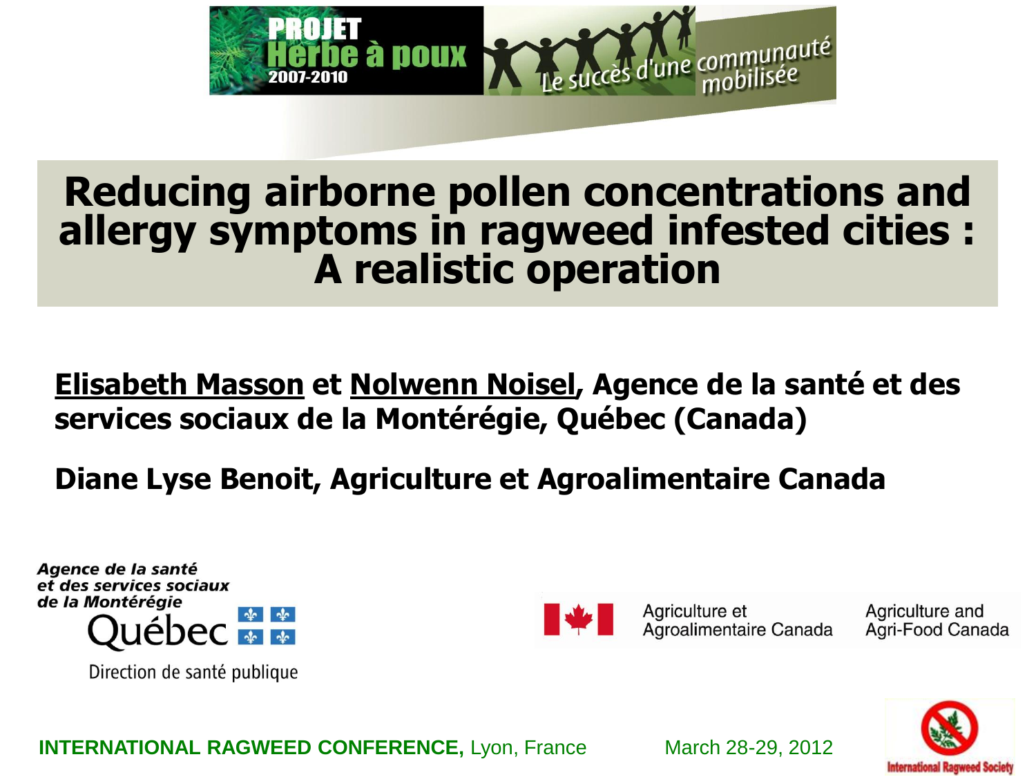PROJET Herbe à poux 2007-2010 — Le succès d'une communauté mobilisée

# Reducing airborne pollen concentrations and allergy symptoms in ragweed infested cities : A realistic operation

**Elisabeth Masson et Nolwenn Noisel, Agence de la santé et des services sociaux de la Montérégie, Québec (Canada)**

**Diane Lyse Benoit, Agriculture et Agroalimentaire Canada**

*Agence de la santé et des services sociaux de la Montérégie*
Québec
Direction de santé publique

Agriculture et Agroalimentaire Canada
Agriculture and Agri-Food Canada

**INTERNATIONAL RAGWEED CONFERENCE,** Lyon, France March 28-29, 2012

International Ragweed Society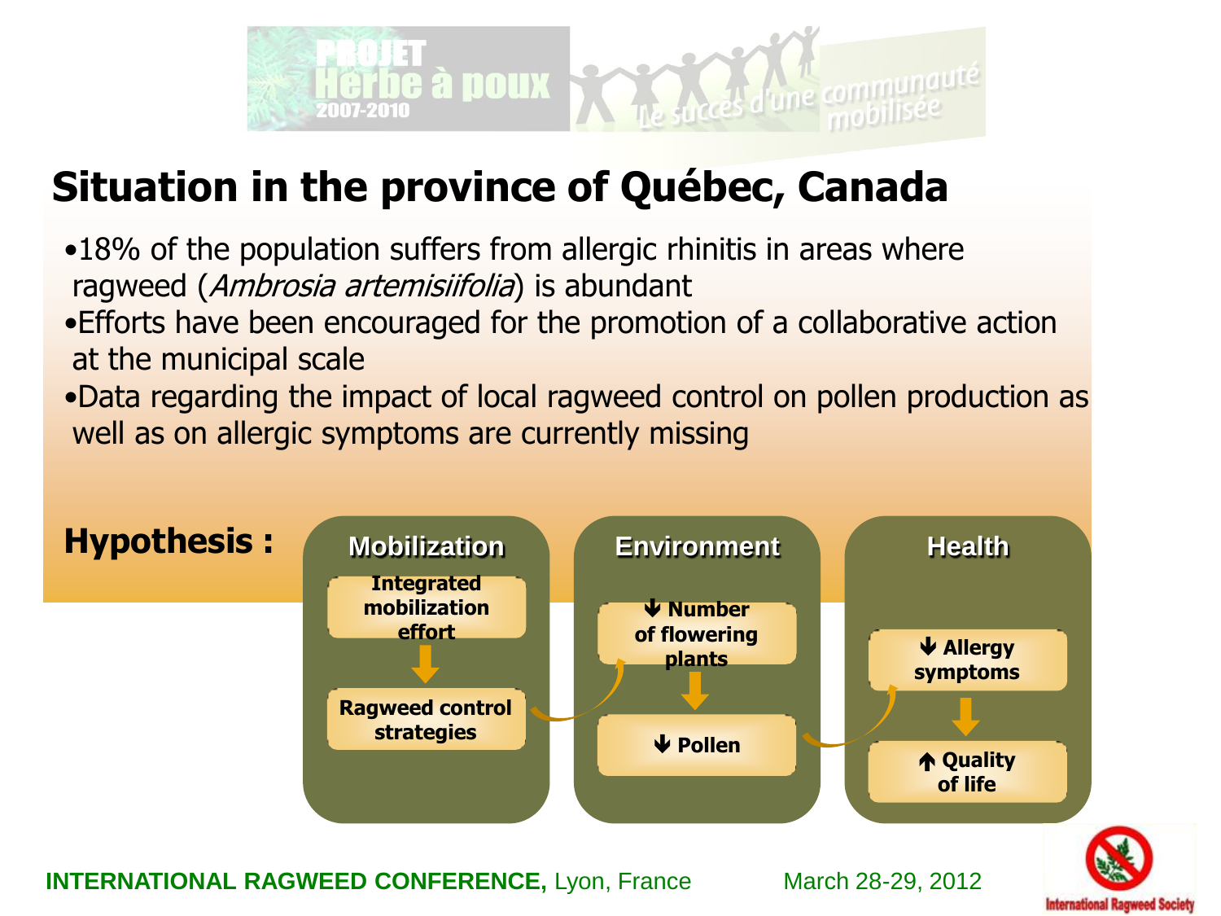PROJET Herbe à poux 2007-2010

Le succès d'une communauté mobilisée

# Situation in the province of Québec, Canada

- 18% of the population suffers from allergic rhinitis in areas where ragweed (*Ambrosia artemisiifolia*) is abundant
- Efforts have been encouraged for the promotion of a collaborative action at the municipal scale
- Data regarding the impact of local ragweed control on pollen production as well as on allergic symptoms are currently missing

**Hypothesis :**

**Mobilization**

Integrated mobilization effort

Ragweed control strategies

**Environment**

↓ Number of flowering plants

↓ Pollen

**Health**

↓ Allergy symptoms

↑ Quality of life

**INTERNATIONAL RAGWEED CONFERENCE,** Lyon, France March 28-29, 2012

International Ragweed Society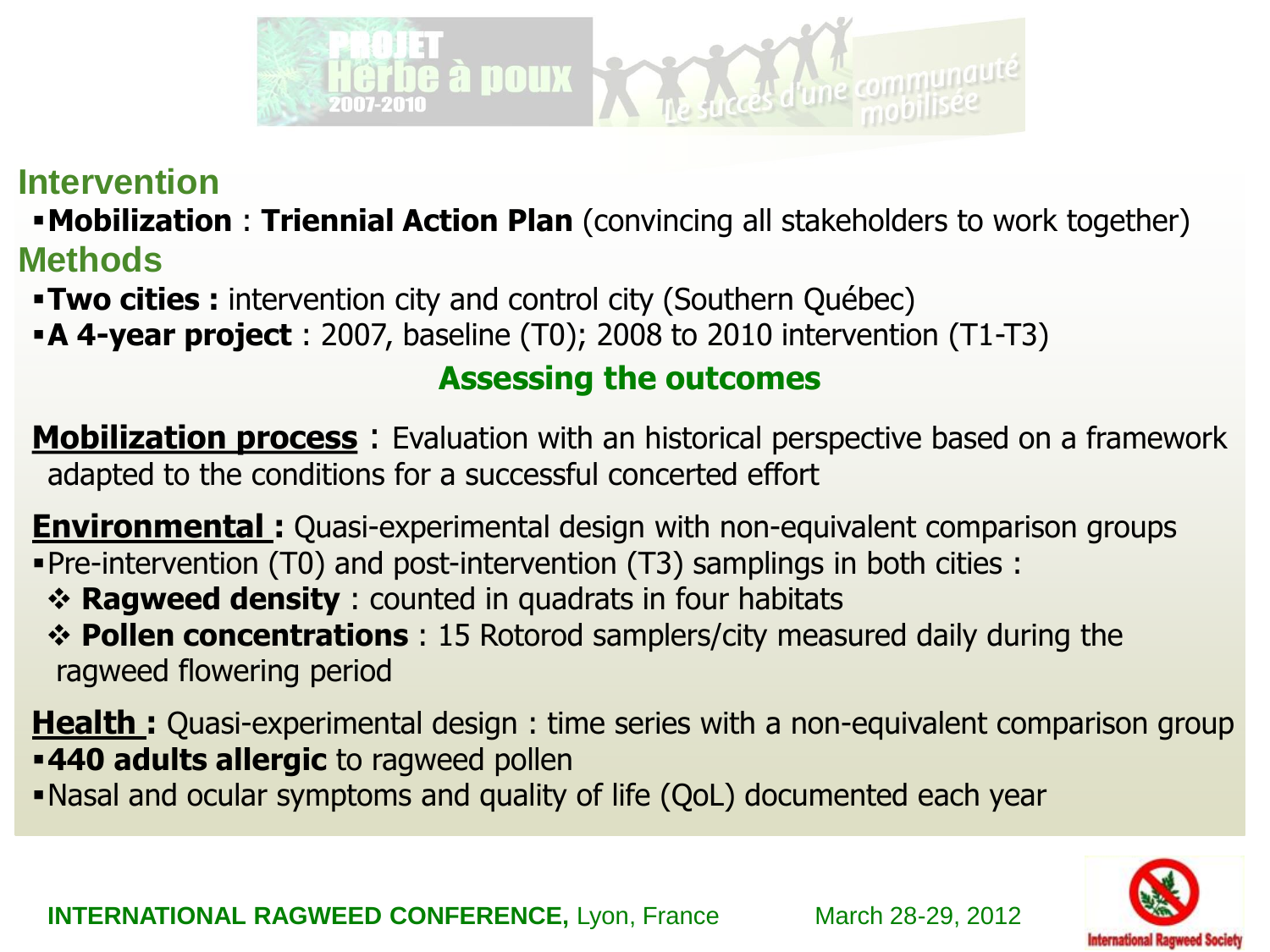## Intervention

- **Mobilization** : **Triennial Action Plan** (convincing all stakeholders to work together)

## Methods

- **Two cities :** intervention city and control city (Southern Québec)
- **A 4-year project** : 2007, baseline (T0); 2008 to 2010 intervention (T1-T3)

### Assessing the outcomes

**Mobilization process** : Evaluation with an historical perspective based on a framework adapted to the conditions for a successful concerted effort

**Environmental :** Quasi-experimental design with non-equivalent comparison groups

- Pre-intervention (T0) and post-intervention (T3) samplings in both cities :
  - **Ragweed density** : counted in quadrats in four habitats
  - **Pollen concentrations** : 15 Rotorod samplers/city measured daily during the ragweed flowering period

**Health :** Quasi-experimental design : time series with a non-equivalent comparison group

- **440 adults allergic** to ragweed pollen
- Nasal and ocular symptoms and quality of life (QoL) documented each year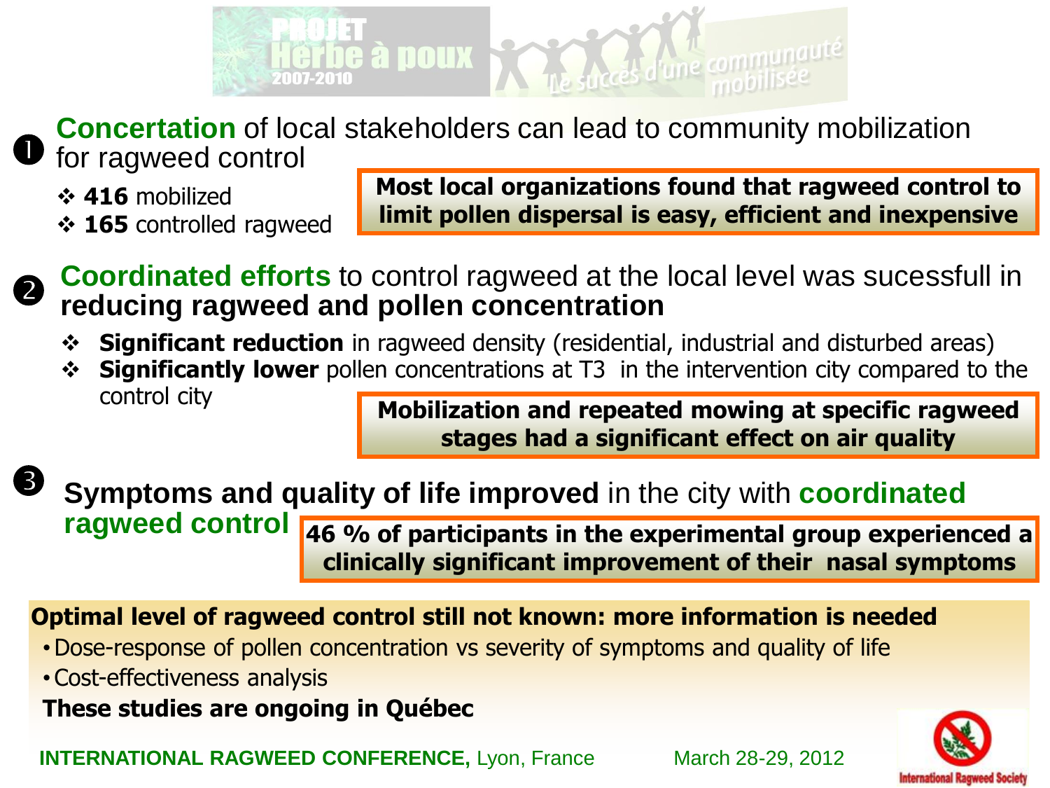PROJET
Herbe à poux
2007-2010
Le succès d'une communauté mobilisée

## ❶ **Concertation** of local stakeholders can lead to community mobilization for ragweed control

- **416** mobilized
- **165** controlled ragweed

**Most local organizations found that ragweed control to limit pollen dispersal is easy, efficient and inexpensive**

## ❷ **Coordinated efforts** to control ragweed at the local level was sucessfull in **reducing ragweed and pollen concentration**

- **Significant reduction** in ragweed density (residential, industrial and disturbed areas)
- **Significantly lower** pollen concentrations at T3 in the intervention city compared to the control city

**Mobilization and repeated mowing at specific ragweed stages had a significant effect on air quality**

## ❸ **Symptoms and quality of life improved** in the city with **coordinated ragweed control**

**46 % of participants in the experimental group experienced a clinically significant improvement of their nasal symptoms**

**Optimal level of ragweed control still not known: more information is needed**

- Dose-response of pollen concentration vs severity of symptoms and quality of life
- Cost-effectiveness analysis

**These studies are ongoing in Québec**

**INTERNATIONAL RAGWEED CONFERENCE,** Lyon, France March 28-29, 2012

International Ragweed Society